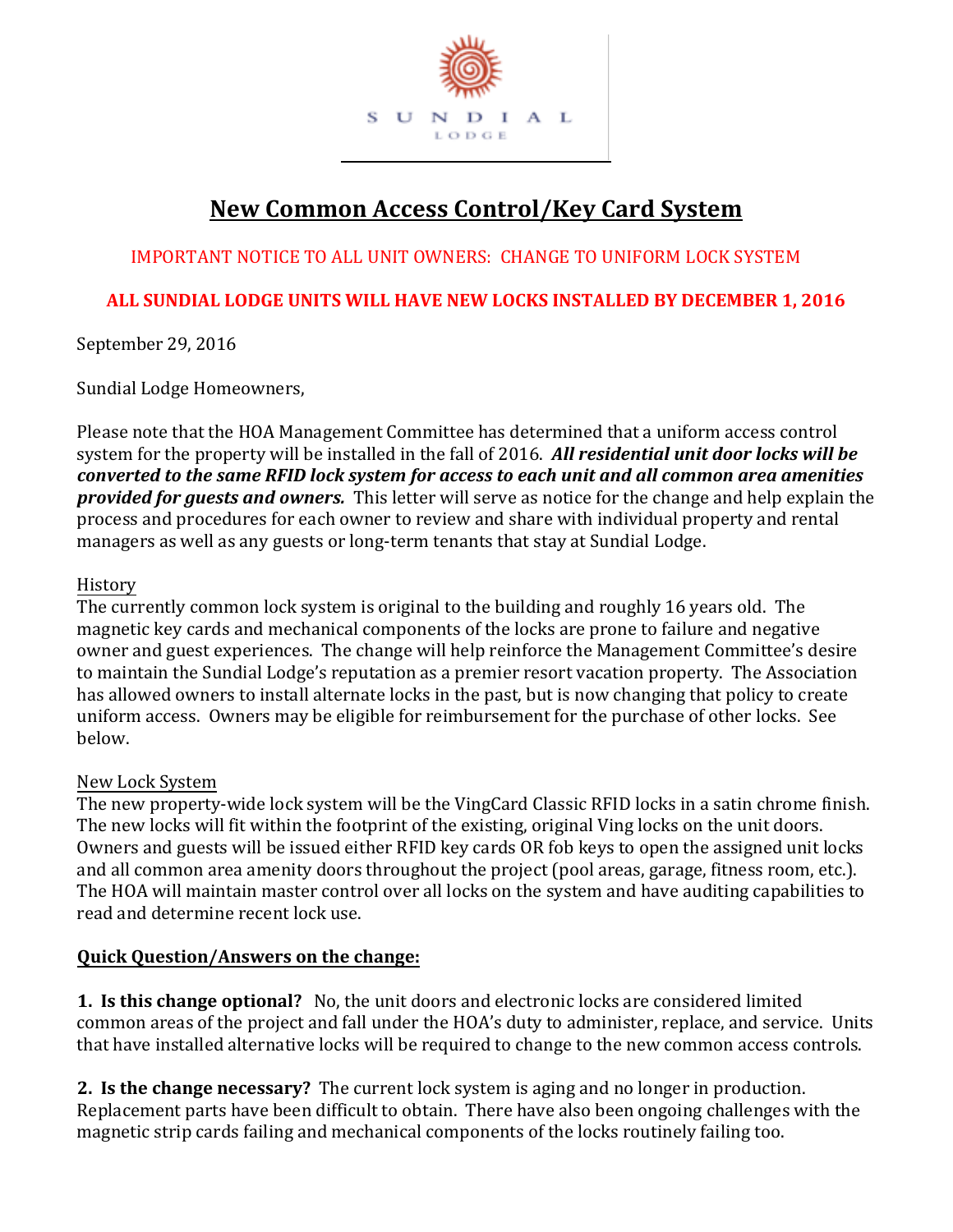SUNDIAL LODGE

# New Common Access Control/Key Card System

IMPORTANT NOTICE TO ALL UNIT OWNERS: CHANGE TO UNIFORM LOCK SYSTEM

**ALL SUNDIAL LODGE UNITS WILL HAVE NEW LOCKS INSTALLED BY DECEMBER 1, 2016**

September 29, 2016

Sundial Lodge Homeowners,

Please note that the HOA Management Committee has determined that a uniform access control system for the property will be installed in the fall of 2016. ***All residential unit door locks will be converted to the same RFID lock system for access to each unit and all common area amenities provided for guests and owners.*** This letter will serve as notice for the change and help explain the process and procedures for each owner to review and share with individual property and rental managers as well as any guests or long-term tenants that stay at Sundial Lodge.

History

The currently common lock system is original to the building and roughly 16 years old. The magnetic key cards and mechanical components of the locks are prone to failure and negative owner and guest experiences. The change will help reinforce the Management Committee's desire to maintain the Sundial Lodge's reputation as a premier resort vacation property. The Association has allowed owners to install alternate locks in the past, but is now changing that policy to create uniform access. Owners may be eligible for reimbursement for the purchase of other locks. See below.

New Lock System

The new property-wide lock system will be the VingCard Classic RFID locks in a satin chrome finish. The new locks will fit within the footprint of the existing, original Ving locks on the unit doors. Owners and guests will be issued either RFID key cards OR fob keys to open the assigned unit locks and all common area amenity doors throughout the project (pool areas, garage, fitness room, etc.). The HOA will maintain master control over all locks on the system and have auditing capabilities to read and determine recent lock use.

**Quick Question/Answers on the change:**

**1. Is this change optional?** No, the unit doors and electronic locks are considered limited common areas of the project and fall under the HOA's duty to administer, replace, and service. Units that have installed alternative locks will be required to change to the new common access controls.

**2. Is the change necessary?** The current lock system is aging and no longer in production. Replacement parts have been difficult to obtain. There have also been ongoing challenges with the magnetic strip cards failing and mechanical components of the locks routinely failing too.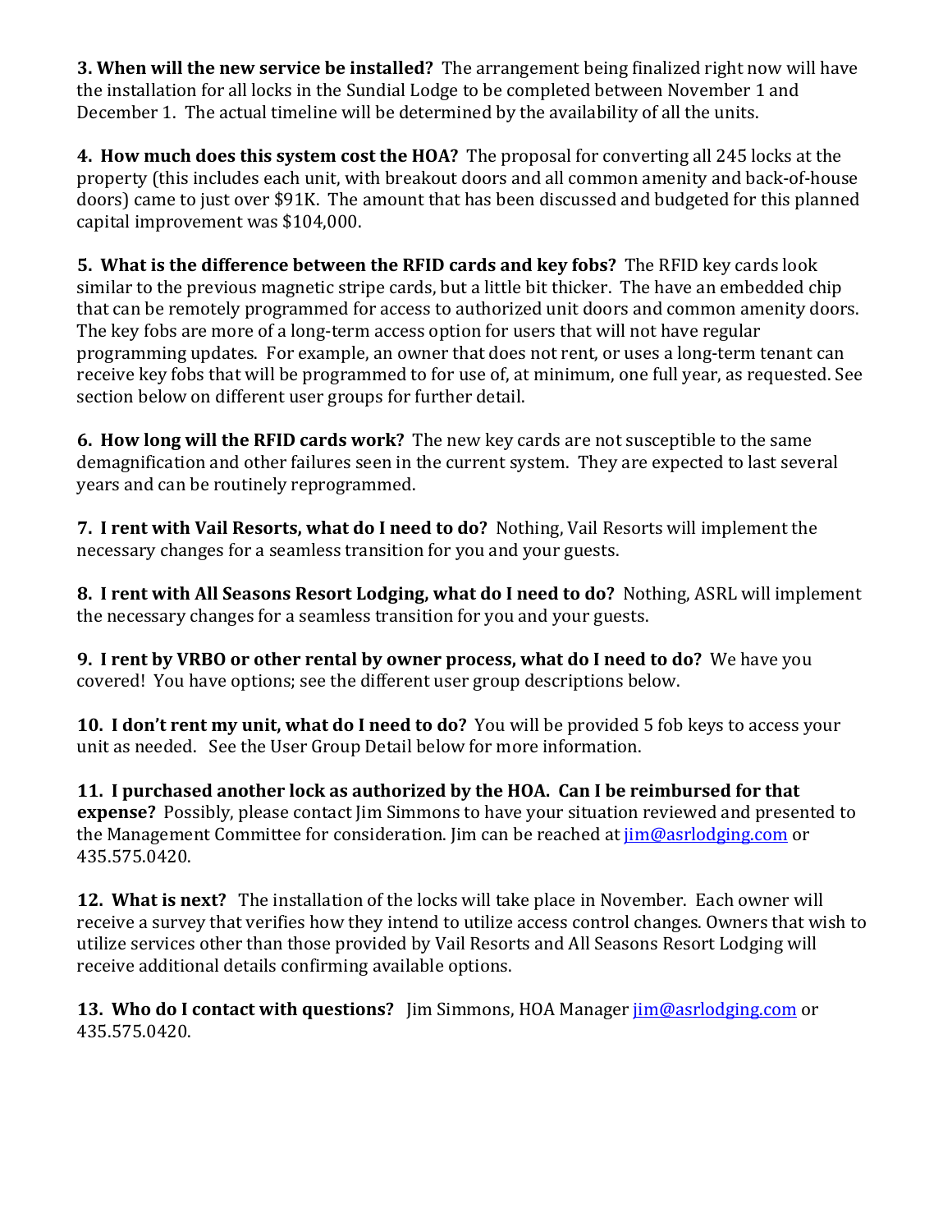**3. When will the new service be installed?** The arrangement being finalized right now will have the installation for all locks in the Sundial Lodge to be completed between November 1 and December 1. The actual timeline will be determined by the availability of all the units.

**4. How much does this system cost the HOA?** The proposal for converting all 245 locks at the property (this includes each unit, with breakout doors and all common amenity and back-of-house doors) came to just over $91K. The amount that has been discussed and budgeted for this planned capital improvement was $104,000.

**5. What is the difference between the RFID cards and key fobs?** The RFID key cards look similar to the previous magnetic stripe cards, but a little bit thicker. The have an embedded chip that can be remotely programmed for access to authorized unit doors and common amenity doors. The key fobs are more of a long-term access option for users that will not have regular programming updates. For example, an owner that does not rent, or uses a long-term tenant can receive key fobs that will be programmed to for use of, at minimum, one full year, as requested. See section below on different user groups for further detail.

**6. How long will the RFID cards work?** The new key cards are not susceptible to the same demagnification and other failures seen in the current system. They are expected to last several years and can be routinely reprogrammed.

**7. I rent with Vail Resorts, what do I need to do?** Nothing, Vail Resorts will implement the necessary changes for a seamless transition for you and your guests.

**8. I rent with All Seasons Resort Lodging, what do I need to do?** Nothing, ASRL will implement the necessary changes for a seamless transition for you and your guests.

**9. I rent by VRBO or other rental by owner process, what do I need to do?** We have you covered! You have options; see the different user group descriptions below.

**10. I don't rent my unit, what do I need to do?** You will be provided 5 fob keys to access your unit as needed. See the User Group Detail below for more information.

**11. I purchased another lock as authorized by the HOA. Can I be reimbursed for that expense?** Possibly, please contact Jim Simmons to have your situation reviewed and presented to the Management Committee for consideration. Jim can be reached at jim@asrlodging.com or 435.575.0420.

**12. What is next?** The installation of the locks will take place in November. Each owner will receive a survey that verifies how they intend to utilize access control changes. Owners that wish to utilize services other than those provided by Vail Resorts and All Seasons Resort Lodging will receive additional details confirming available options.

**13. Who do I contact with questions?** Jim Simmons, HOA Manager jim@asrlodging.com or 435.575.0420.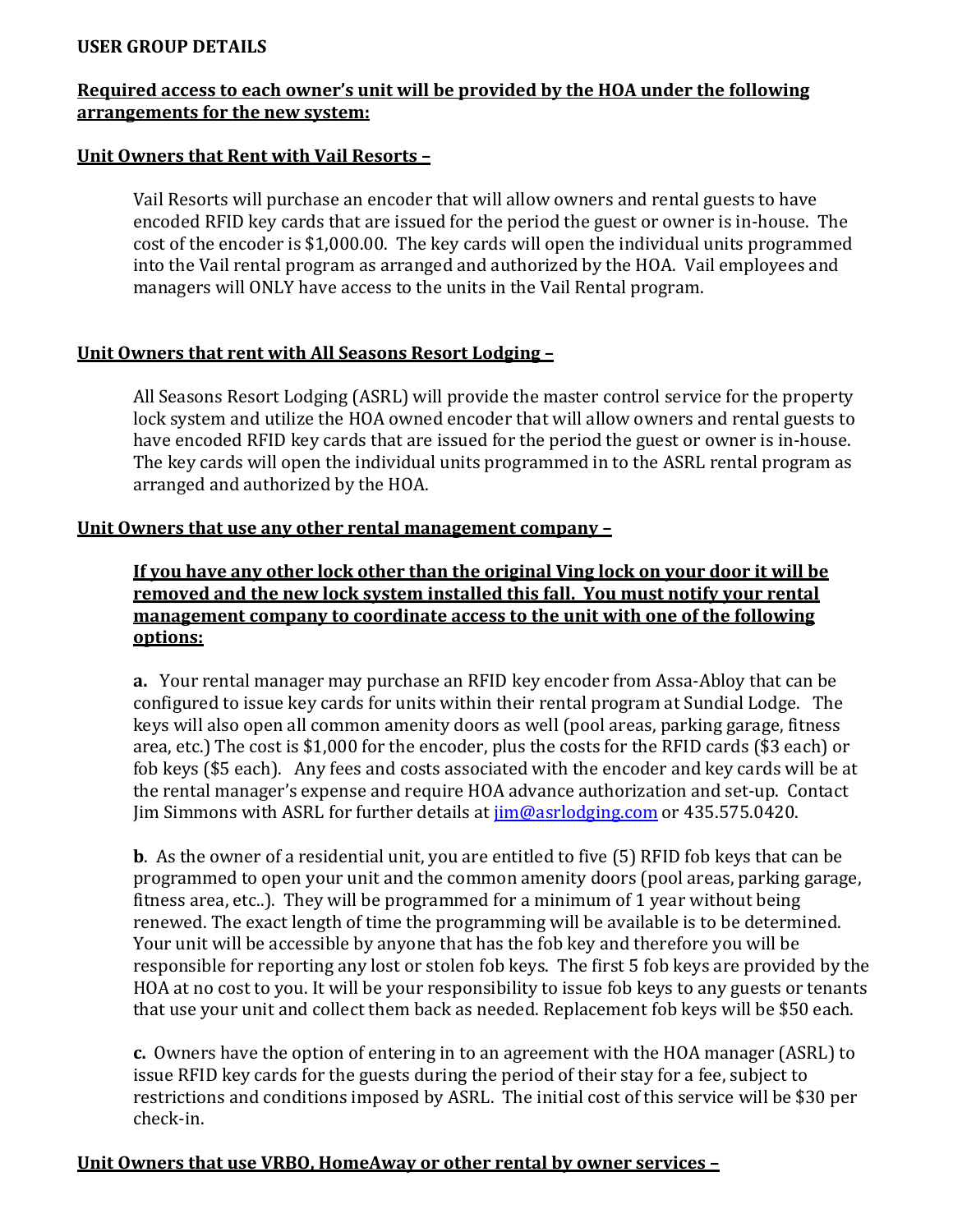**USER GROUP DETAILS**

**Required access to each owner's unit will be provided by the HOA under the following arrangements for the new system:**

**Unit Owners that Rent with Vail Resorts –**

Vail Resorts will purchase an encoder that will allow owners and rental guests to have encoded RFID key cards that are issued for the period the guest or owner is in-house. The cost of the encoder is $1,000.00. The key cards will open the individual units programmed into the Vail rental program as arranged and authorized by the HOA. Vail employees and managers will ONLY have access to the units in the Vail Rental program.

**Unit Owners that rent with All Seasons Resort Lodging –**

All Seasons Resort Lodging (ASRL) will provide the master control service for the property lock system and utilize the HOA owned encoder that will allow owners and rental guests to have encoded RFID key cards that are issued for the period the guest or owner is in-house. The key cards will open the individual units programmed in to the ASRL rental program as arranged and authorized by the HOA.

**Unit Owners that use any other rental management company –**

**If you have any other lock other than the original Ving lock on your door it will be removed and the new lock system installed this fall. You must notify your rental management company to coordinate access to the unit with one of the following options:**

**a.** Your rental manager may purchase an RFID key encoder from Assa-Abloy that can be configured to issue key cards for units within their rental program at Sundial Lodge. The keys will also open all common amenity doors as well (pool areas, parking garage, fitness area, etc.) The cost is $1,000 for the encoder, plus the costs for the RFID cards ($3 each) or fob keys ($5 each). Any fees and costs associated with the encoder and key cards will be at the rental manager's expense and require HOA advance authorization and set-up. Contact Jim Simmons with ASRL for further details at jim@asrlodging.com or 435.575.0420.

**b**. As the owner of a residential unit, you are entitled to five (5) RFID fob keys that can be programmed to open your unit and the common amenity doors (pool areas, parking garage, fitness area, etc..). They will be programmed for a minimum of 1 year without being renewed. The exact length of time the programming will be available is to be determined. Your unit will be accessible by anyone that has the fob key and therefore you will be responsible for reporting any lost or stolen fob keys. The first 5 fob keys are provided by the HOA at no cost to you. It will be your responsibility to issue fob keys to any guests or tenants that use your unit and collect them back as needed. Replacement fob keys will be $50 each.

**c.** Owners have the option of entering in to an agreement with the HOA manager (ASRL) to issue RFID key cards for the guests during the period of their stay for a fee, subject to restrictions and conditions imposed by ASRL. The initial cost of this service will be $30 per check-in.

**Unit Owners that use VRBO, HomeAway or other rental by owner services –**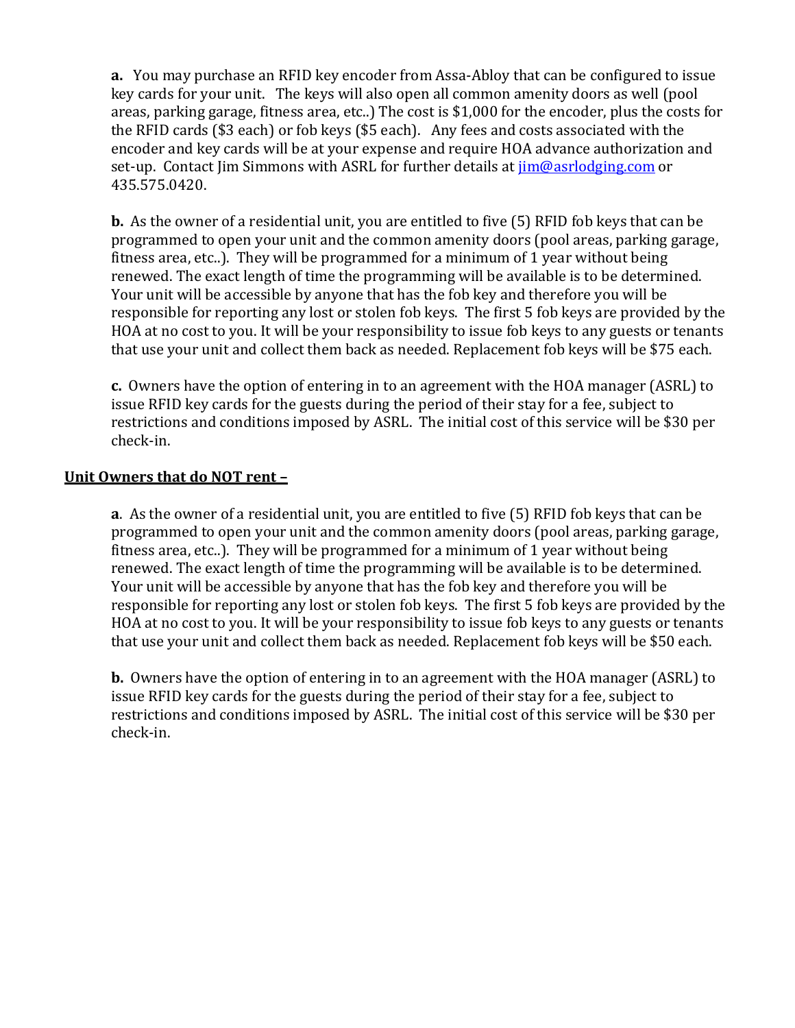**a.** You may purchase an RFID key encoder from Assa-Abloy that can be configured to issue key cards for your unit. The keys will also open all common amenity doors as well (pool areas, parking garage, fitness area, etc..) The cost is $1,000 for the encoder, plus the costs for the RFID cards ($3 each) or fob keys ($5 each). Any fees and costs associated with the encoder and key cards will be at your expense and require HOA advance authorization and set-up. Contact Jim Simmons with ASRL for further details at jim@asrlodging.com or 435.575.0420.

**b.** As the owner of a residential unit, you are entitled to five (5) RFID fob keys that can be programmed to open your unit and the common amenity doors (pool areas, parking garage, fitness area, etc..). They will be programmed for a minimum of 1 year without being renewed. The exact length of time the programming will be available is to be determined. Your unit will be accessible by anyone that has the fob key and therefore you will be responsible for reporting any lost or stolen fob keys. The first 5 fob keys are provided by the HOA at no cost to you. It will be your responsibility to issue fob keys to any guests or tenants that use your unit and collect them back as needed. Replacement fob keys will be $75 each.

**c.** Owners have the option of entering in to an agreement with the HOA manager (ASRL) to issue RFID key cards for the guests during the period of their stay for a fee, subject to restrictions and conditions imposed by ASRL. The initial cost of this service will be $30 per check-in.

**<u>Unit Owners that do NOT rent –</u>**

**a**. As the owner of a residential unit, you are entitled to five (5) RFID fob keys that can be programmed to open your unit and the common amenity doors (pool areas, parking garage, fitness area, etc..). They will be programmed for a minimum of 1 year without being renewed. The exact length of time the programming will be available is to be determined. Your unit will be accessible by anyone that has the fob key and therefore you will be responsible for reporting any lost or stolen fob keys. The first 5 fob keys are provided by the HOA at no cost to you. It will be your responsibility to issue fob keys to any guests or tenants that use your unit and collect them back as needed. Replacement fob keys will be $50 each.

**b.** Owners have the option of entering in to an agreement with the HOA manager (ASRL) to issue RFID key cards for the guests during the period of their stay for a fee, subject to restrictions and conditions imposed by ASRL. The initial cost of this service will be $30 per check-in.